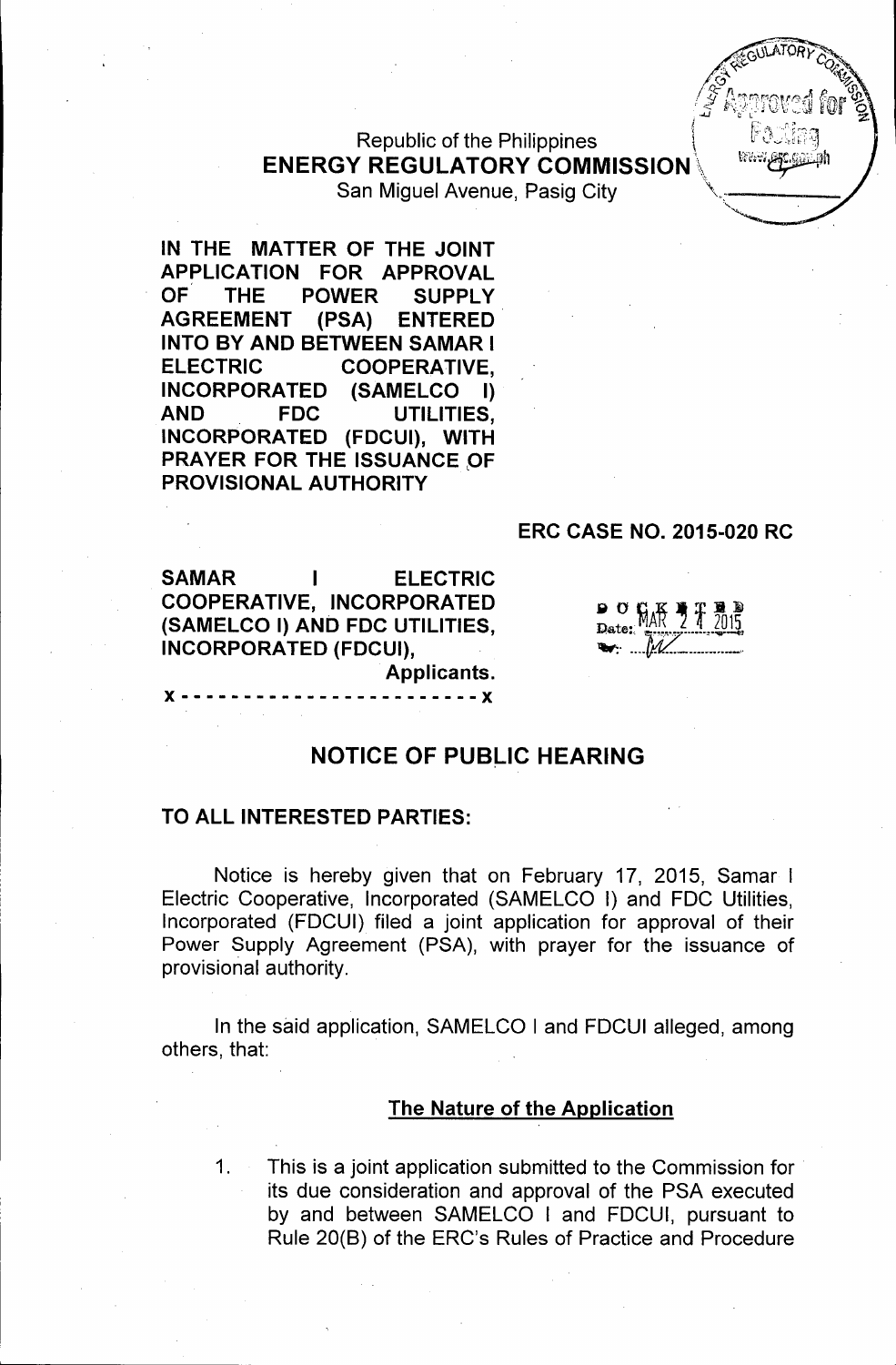Republic of the Philippines
**ENERGY REGULATORY COMMISSION**
San Miguel Avenue, Pasig City

**IN THE MATTER OF THE JOINT APPLICATION FOR APPROVAL OF THE POWER SUPPLY AGREEMENT (PSA) ENTERED INTO BY AND BETWEEN SAMAR I ELECTRIC COOPERATIVE, INCORPORATED (SAMELCO I) AND FDC UTILITIES, INCORPORATED (FDCUI), WITH PRAYER FOR THE ISSUANCE OF PROVISIONAL AUTHORITY**

**ERC CASE NO. 2015-020 RC**

**SAMAR I ELECTRIC COOPERATIVE, INCORPORATED (SAMELCO I) AND FDC UTILITIES, INCORPORATED (FDCUI),**
**Applicants.**

**x - - - - - - - - - - - - - - - - - - - - - - - x**

DOCKETED
Date: MAR 27 2015

## NOTICE OF PUBLIC HEARING

**TO ALL INTERESTED PARTIES:**

Notice is hereby given that on February 17, 2015, Samar I Electric Cooperative, Incorporated (SAMELCO I) and FDC Utilities, Incorporated (FDCUI) filed a joint application for approval of their Power Supply Agreement (PSA), with prayer for the issuance of provisional authority.

In the said application, SAMELCO I and FDCUI alleged, among others, that:

### The Nature of the Application

1. This is a joint application submitted to the Commission for its due consideration and approval of the PSA executed by and between SAMELCO I and FDCUI, pursuant to Rule 20(B) of the ERC's Rules of Practice and Procedure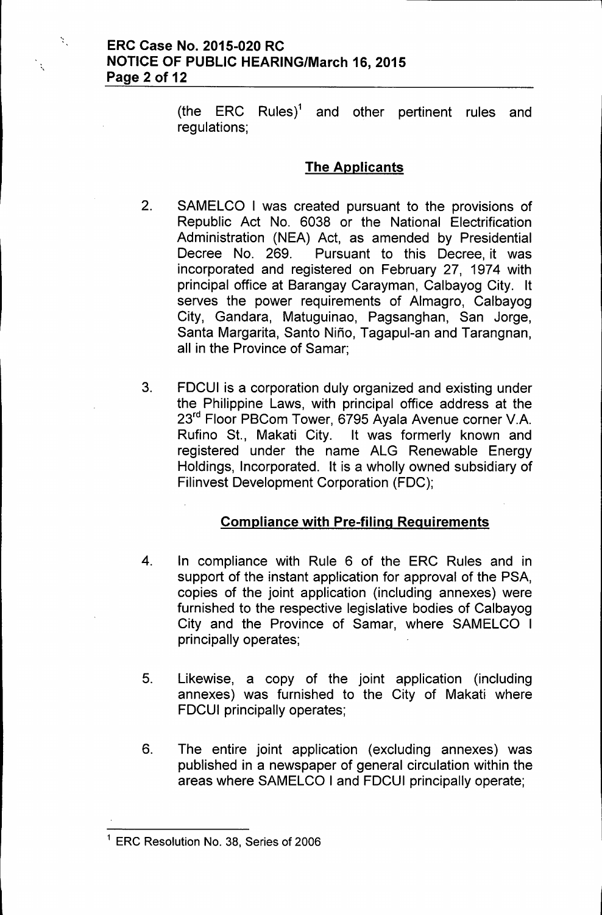(the ERC Rules)[1] and other pertinent rules and regulations;

## The Applicants

2. SAMELCO I was created pursuant to the provisions of Republic Act No. 6038 or the National Electrification Administration (NEA) Act, as amended by Presidential Decree No. 269. Pursuant to this Decree, it was incorporated and registered on February 27, 1974 with principal office at Barangay Carayman, Calbayog City. It serves the power requirements of Almagro, Calbayog City, Gandara, Matuguinao, Pagsanghan, San Jorge, Santa Margarita, Santo Niño, Tagapul-an and Tarangnan, all in the Province of Samar;

3. FDCUI is a corporation duly organized and existing under the Philippine Laws, with principal office address at the 23rd Floor PBCom Tower, 6795 Ayala Avenue corner V.A. Rufino St., Makati City. It was formerly known and registered under the name ALG Renewable Energy Holdings, Incorporated. It is a wholly owned subsidiary of Filinvest Development Corporation (FDC);

## Compliance with Pre-filing Requirements

4. In compliance with Rule 6 of the ERC Rules and in support of the instant application for approval of the PSA, copies of the joint application (including annexes) were furnished to the respective legislative bodies of Calbayog City and the Province of Samar, where SAMELCO I principally operates;

5. Likewise, a copy of the joint application (including annexes) was furnished to the City of Makati where FDCUI principally operates;

6. The entire joint application (excluding annexes) was published in a newspaper of general circulation within the areas where SAMELCO I and FDCUI principally operate;

---

[1] ERC Resolution No. 38, Series of 2006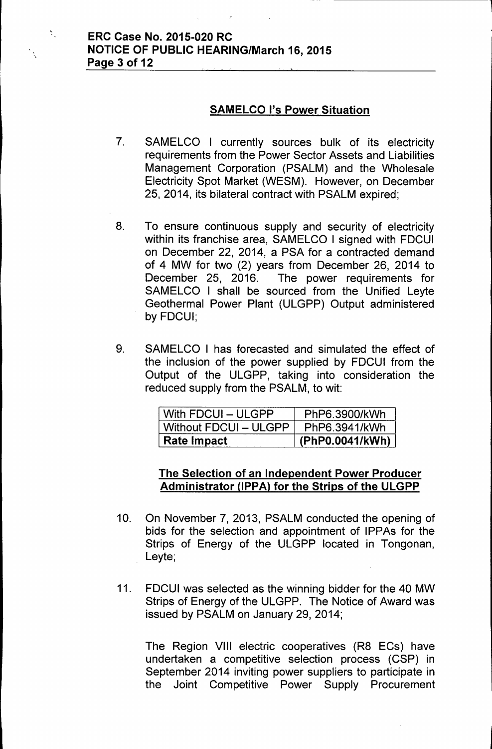## SAMELCO I's Power Situation

7. SAMELCO I currently sources bulk of its electricity requirements from the Power Sector Assets and Liabilities Management Corporation (PSALM) and the Wholesale Electricity Spot Market (WESM). However, on December 25, 2014, its bilateral contract with PSALM expired;

8. To ensure continuous supply and security of electricity within its franchise area, SAMELCO I signed with FDCUI on December 22, 2014, a PSA for a contracted demand of 4 MW for two (2) years from December 26, 2014 to December 25, 2016. The power requirements for SAMELCO I shall be sourced from the Unified Leyte Geothermal Power Plant (ULGPP) Output administered by FDCUI;

9. SAMELCO I has forecasted and simulated the effect of the inclusion of the power supplied by FDCUI from the Output of the ULGPP, taking into consideration the reduced supply from the PSALM, to wit:

| With FDCUI – ULGPP | PhP6.3900/kWh |
|---|---|
| Without FDCUI – ULGPP | PhP6.3941/kWh |
| **Rate Impact** | **(PhP0.0041/kWh)** |

## The Selection of an Independent Power Producer Administrator (IPPA) for the Strips of the ULGPP

10. On November 7, 2013, PSALM conducted the opening of bids for the selection and appointment of IPPAs for the Strips of Energy of the ULGPP located in Tongonan, Leyte;

11. FDCUI was selected as the winning bidder for the 40 MW Strips of Energy of the ULGPP. The Notice of Award was issued by PSALM on January 29, 2014;

    The Region VIII electric cooperatives (R8 ECs) have undertaken a competitive selection process (CSP) in September 2014 inviting power suppliers to participate in the Joint Competitive Power Supply Procurement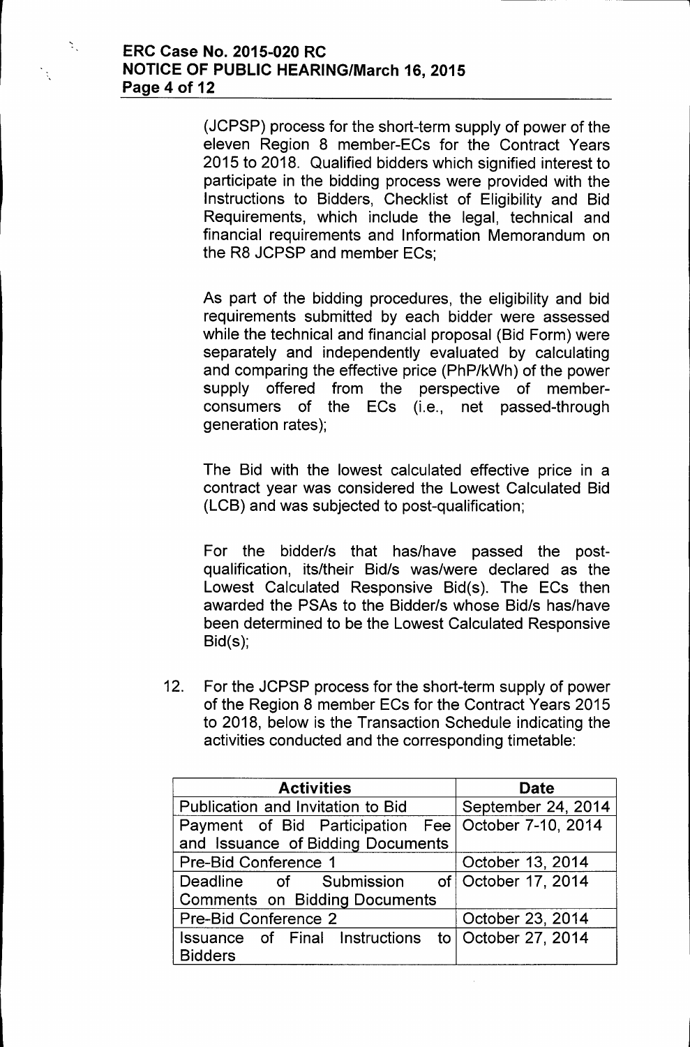(JCPSP) process for the short-term supply of power of the eleven Region 8 member-ECs for the Contract Years 2015 to 2018. Qualified bidders which signified interest to participate in the bidding process were provided with the Instructions to Bidders, Checklist of Eligibility and Bid Requirements, which include the legal, technical and financial requirements and Information Memorandum on the R8 JCPSP and member ECs;

As part of the bidding procedures, the eligibility and bid requirements submitted by each bidder were assessed while the technical and financial proposal (Bid Form) were separately and independently evaluated by calculating and comparing the effective price (PhP/kWh) of the power supply offered from the perspective of member-consumers of the ECs (i.e., net passed-through generation rates);

The Bid with the lowest calculated effective price in a contract year was considered the Lowest Calculated Bid (LCB) and was subjected to post-qualification;

For the bidder/s that has/have passed the post-qualification, its/their Bid/s was/were declared as the Lowest Calculated Responsive Bid(s). The ECs then awarded the PSAs to the Bidder/s whose Bid/s has/have been determined to be the Lowest Calculated Responsive Bid(s);

12. For the JCPSP process for the short-term supply of power of the Region 8 member ECs for the Contract Years 2015 to 2018, below is the Transaction Schedule indicating the activities conducted and the corresponding timetable:

| Activities | Date |
|---|---|
| Publication and Invitation to Bid | September 24, 2014 |
| Payment of Bid Participation Fee and Issuance of Bidding Documents | October 7-10, 2014 |
| Pre-Bid Conference 1 | October 13, 2014 |
| Deadline of Submission of Comments on Bidding Documents | October 17, 2014 |
| Pre-Bid Conference 2 | October 23, 2014 |
| Issuance of Final Instructions to Bidders | October 27, 2014 |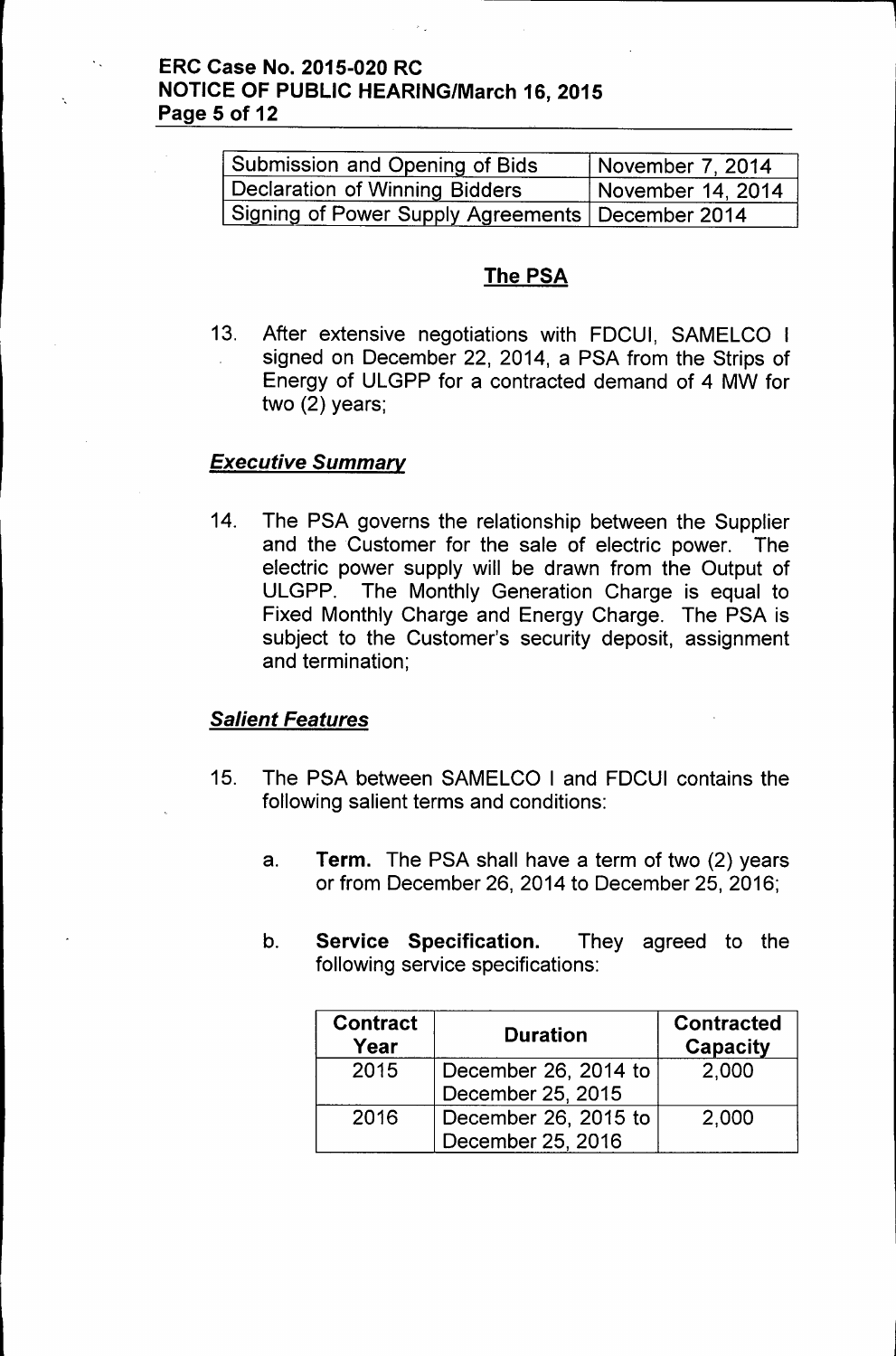| Submission and Opening of Bids | November 7, 2014 |
|---|---|
| Declaration of Winning Bidders | November 14, 2014 |
| Signing of Power Supply Agreements | December 2014 |

## The PSA

13. After extensive negotiations with FDCUI, SAMELCO I signed on December 22, 2014, a PSA from the Strips of Energy of ULGPP for a contracted demand of 4 MW for two (2) years;

### *Executive Summary*

14. The PSA governs the relationship between the Supplier and the Customer for the sale of electric power. The electric power supply will be drawn from the Output of ULGPP. The Monthly Generation Charge is equal to Fixed Monthly Charge and Energy Charge. The PSA is subject to the Customer's security deposit, assignment and termination;

### *Salient Features*

15. The PSA between SAMELCO I and FDCUI contains the following salient terms and conditions:

    a. **Term.** The PSA shall have a term of two (2) years or from December 26, 2014 to December 25, 2016;

    b. **Service Specification.** They agreed to the following service specifications:

| Contract Year | Duration | Contracted Capacity |
|---|---|---|
| 2015 | December 26, 2014 to December 25, 2015 | 2,000 |
| 2016 | December 26, 2015 to December 25, 2016 | 2,000 |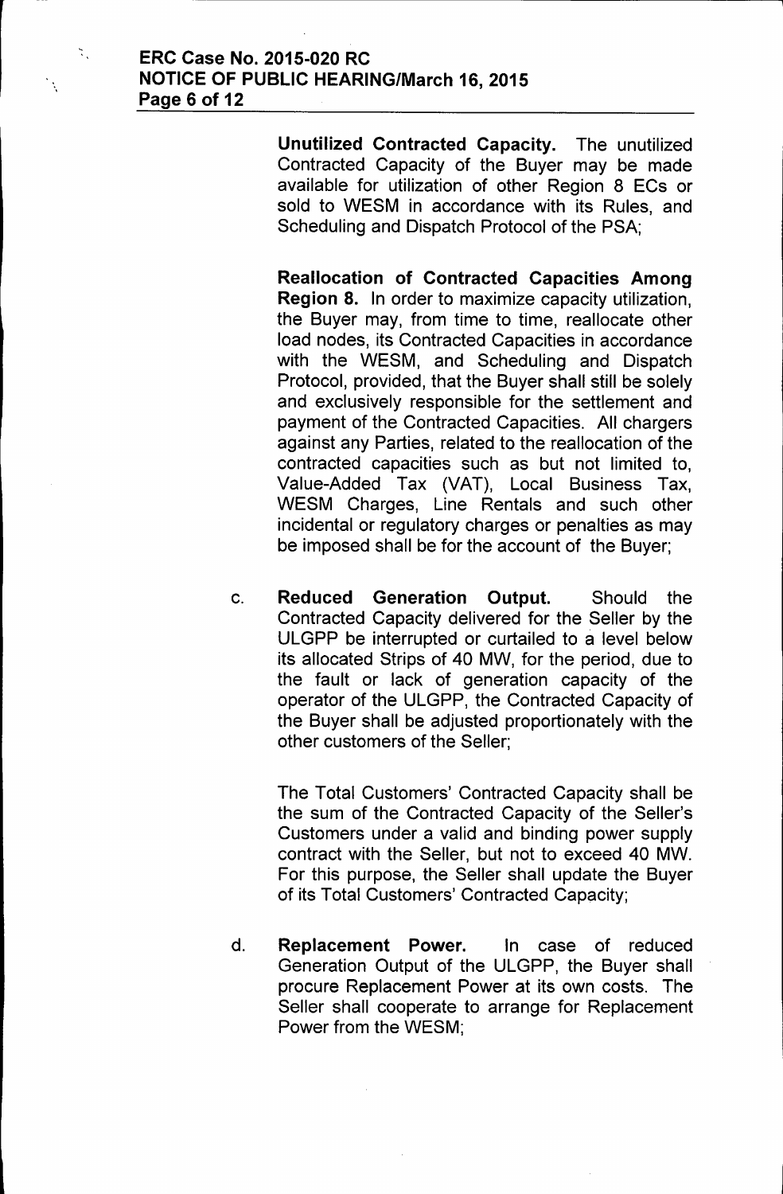**Unutilized Contracted Capacity.** The unutilized Contracted Capacity of the Buyer may be made available for utilization of other Region 8 ECs or sold to WESM in accordance with its Rules, and Scheduling and Dispatch Protocol of the PSA;

**Reallocation of Contracted Capacities Among Region 8.** In order to maximize capacity utilization, the Buyer may, from time to time, reallocate other load nodes, its Contracted Capacities in accordance with the WESM, and Scheduling and Dispatch Protocol, provided, that the Buyer shall still be solely and exclusively responsible for the settlement and payment of the Contracted Capacities. All chargers against any Parties, related to the reallocation of the contracted capacities such as but not limited to, Value-Added Tax (VAT), Local Business Tax, WESM Charges, Line Rentals and such other incidental or regulatory charges or penalties as may be imposed shall be for the account of the Buyer;

c. **Reduced Generation Output.** Should the Contracted Capacity delivered for the Seller by the ULGPP be interrupted or curtailed to a level below its allocated Strips of 40 MW, for the period, due to the fault or lack of generation capacity of the operator of the ULGPP, the Contracted Capacity of the Buyer shall be adjusted proportionately with the other customers of the Seller;

   The Total Customers' Contracted Capacity shall be the sum of the Contracted Capacity of the Seller's Customers under a valid and binding power supply contract with the Seller, but not to exceed 40 MW. For this purpose, the Seller shall update the Buyer of its Total Customers' Contracted Capacity;

d. **Replacement Power.** In case of reduced Generation Output of the ULGPP, the Buyer shall procure Replacement Power at its own costs. The Seller shall cooperate to arrange for Replacement Power from the WESM;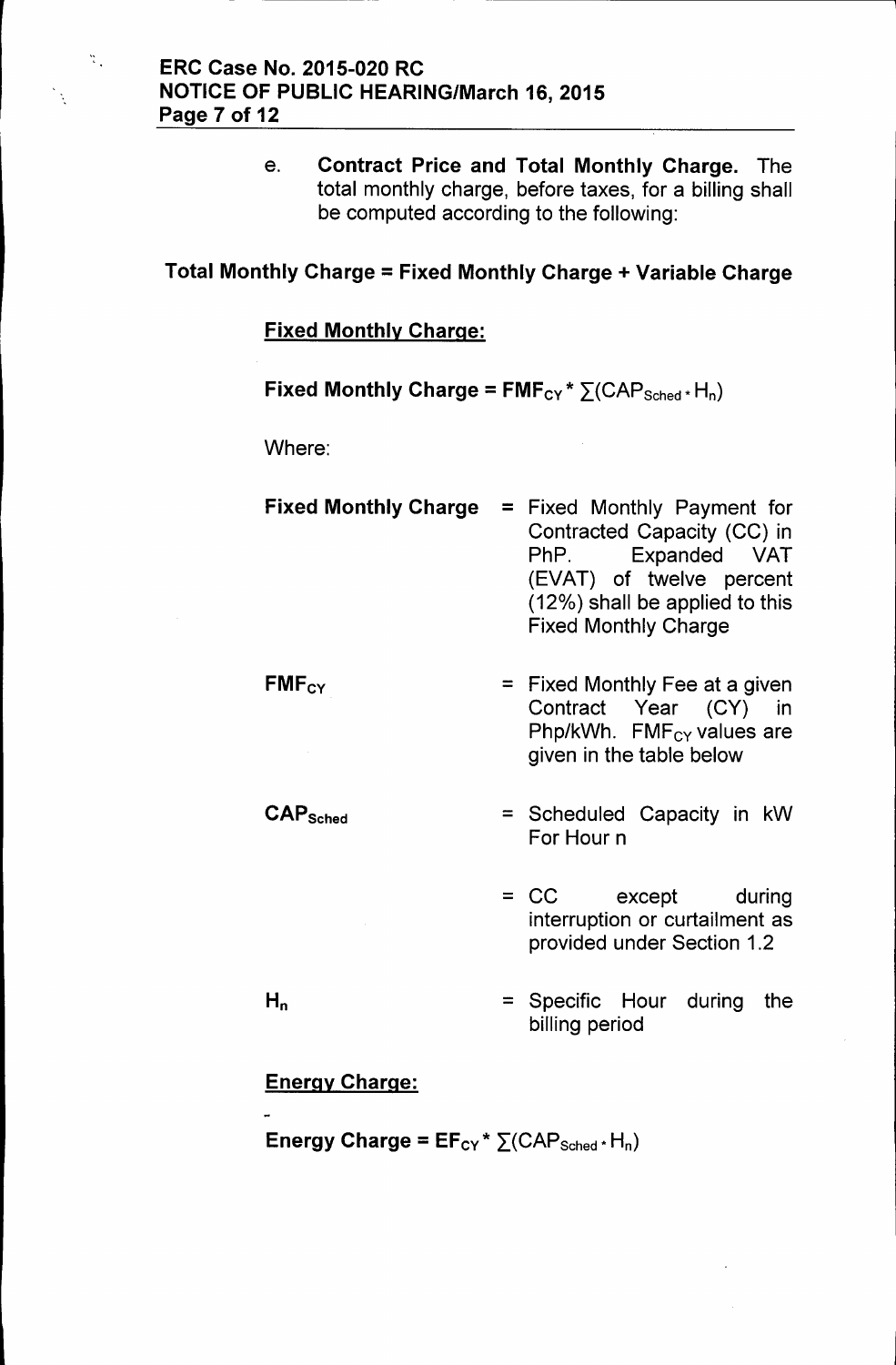e. **Contract Price and Total Monthly Charge.** The total monthly charge, before taxes, for a billing shall be computed according to the following:

**Total Monthly Charge = Fixed Monthly Charge + Variable Charge**

**Fixed Monthly Charge:**

**Fixed Monthly Charge =** $\mathbf{FMF_{CY} * \sum(CAP_{Sched} * H_n)}$

Where:

| | | |
|---|---|---|
| **Fixed Monthly Charge** | = | Fixed Monthly Payment for Contracted Capacity (CC) in PhP. Expanded VAT (EVAT) of twelve percent (12%) shall be applied to this Fixed Monthly Charge |
| $\mathbf{FMF_{CY}}$ | = | Fixed Monthly Fee at a given Contract Year (CY) in Php/kWh. $FMF_{CY}$ values are given in the table below |
| $\mathbf{CAP_{Sched}}$ | = | Scheduled Capacity in kW For Hour n |
| | = | CC except during interruption or curtailment as provided under Section 1.2 |
| $\mathbf{H_n}$ | = | Specific Hour during the billing period |

**Energy Charge:**

**Energy Charge =** $\mathbf{EF_{CY} * \sum(CAP_{Sched} * H_n)}$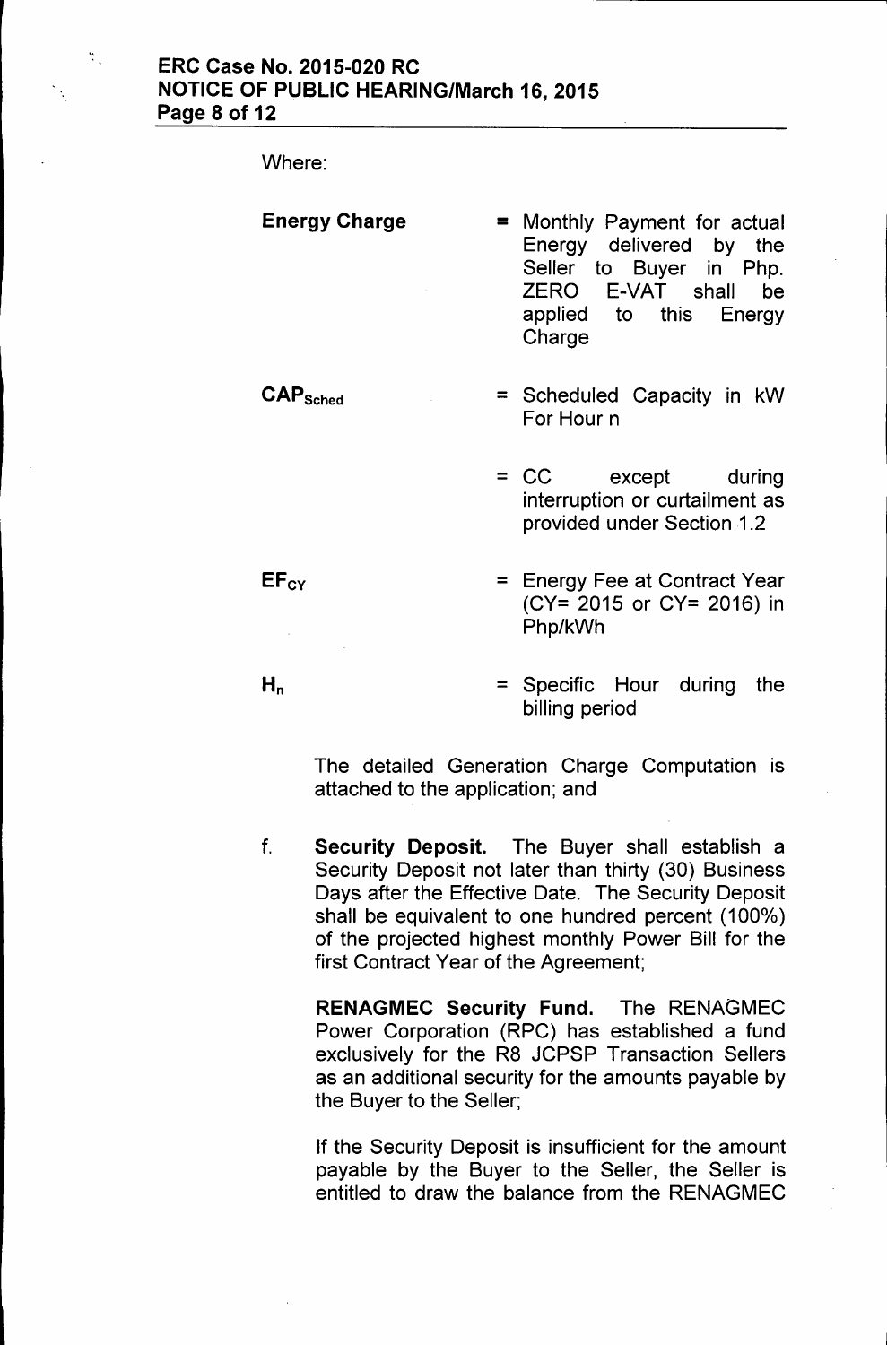Where:

**Energy Charge** = Monthly Payment for actual Energy delivered by the Seller to Buyer in Php. ZERO E-VAT shall be applied to this Energy Charge

$\mathbf{CAP_{Sched}}$ = Scheduled Capacity in kW For Hour n

= CC except during interruption or curtailment as provided under Section 1.2

$\mathbf{EF_{CY}}$ = Energy Fee at Contract Year (CY= 2015 or CY= 2016) in Php/kWh

$\mathbf{H_n}$ = Specific Hour during the billing period

The detailed Generation Charge Computation is attached to the application; and

f. **Security Deposit.** The Buyer shall establish a Security Deposit not later than thirty (30) Business Days after the Effective Date. The Security Deposit shall be equivalent to one hundred percent (100%) of the projected highest monthly Power Bill for the first Contract Year of the Agreement;

**RENAGMEC Security Fund.** The RENAGMEC Power Corporation (RPC) has established a fund exclusively for the R8 JCPSP Transaction Sellers as an additional security for the amounts payable by the Buyer to the Seller;

If the Security Deposit is insufficient for the amount payable by the Buyer to the Seller, the Seller is entitled to draw the balance from the RENAGMEC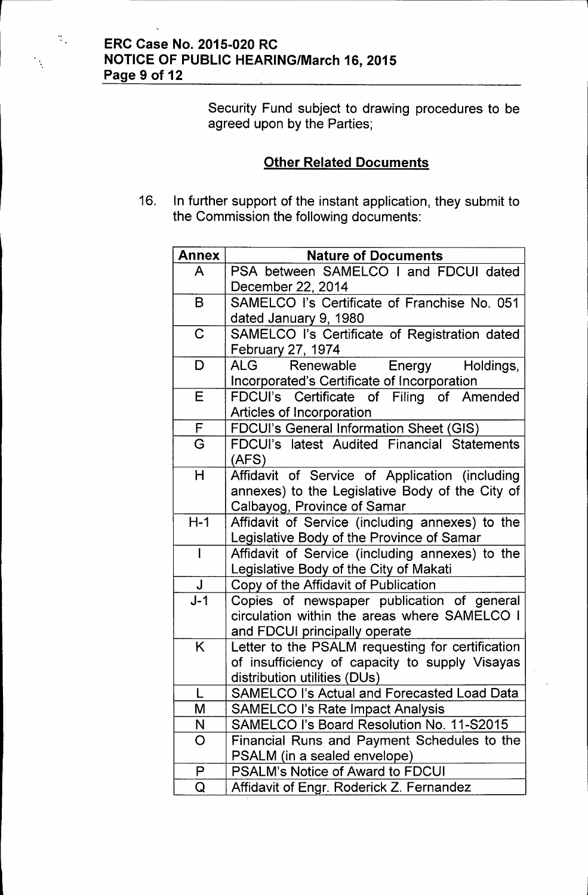Security Fund subject to drawing procedures to be agreed upon by the Parties;

## Other Related Documents

16. In further support of the instant application, they submit to the Commission the following documents:

| Annex | Nature of Documents |
|---|---|
| A | PSA between SAMELCO I and FDCUI dated December 22, 2014 |
| B | SAMELCO I's Certificate of Franchise No. 051 dated January 9, 1980 |
| C | SAMELCO I's Certificate of Registration dated February 27, 1974 |
| D | ALG Renewable Energy Holdings, Incorporated's Certificate of Incorporation |
| E | FDCUI's Certificate of Filing of Amended Articles of Incorporation |
| F | FDCUI's General Information Sheet (GIS) |
| G | FDCUI's latest Audited Financial Statements (AFS) |
| H | Affidavit of Service of Application (including annexes) to the Legislative Body of the City of Calbayog, Province of Samar |
| H-1 | Affidavit of Service (including annexes) to the Legislative Body of the Province of Samar |
| I | Affidavit of Service (including annexes) to the Legislative Body of the City of Makati |
| J | Copy of the Affidavit of Publication |
| J-1 | Copies of newspaper publication of general circulation within the areas where SAMELCO I and FDCUI principally operate |
| K | Letter to the PSALM requesting for certification of insufficiency of capacity to supply Visayas distribution utilities (DUs) |
| L | SAMELCO I's Actual and Forecasted Load Data |
| M | SAMELCO I's Rate Impact Analysis |
| N | SAMELCO I's Board Resolution No. 11-S2015 |
| O | Financial Runs and Payment Schedules to the PSALM (in a sealed envelope) |
| P | PSALM's Notice of Award to FDCUI |
| Q | Affidavit of Engr. Roderick Z. Fernandez |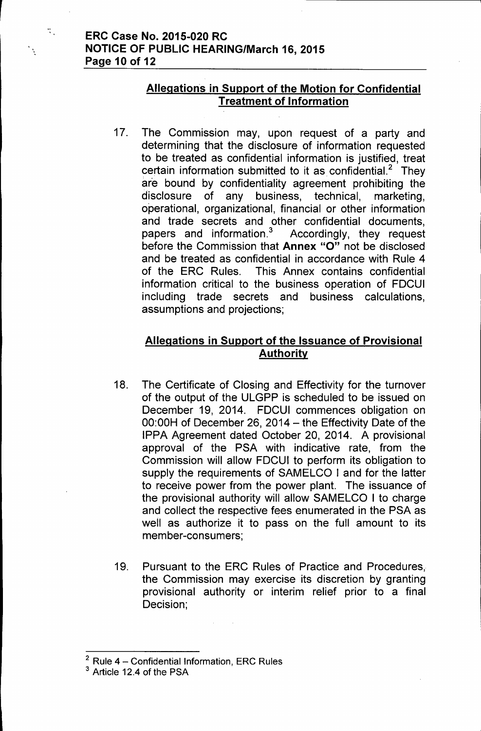## Allegations in Support of the Motion for Confidential Treatment of Information

17. The Commission may, upon request of a party and determining that the disclosure of information requested to be treated as confidential information is justified, treat certain information submitted to it as confidential.[2] They are bound by confidentiality agreement prohibiting the disclosure of any business, technical, marketing, operational, organizational, financial or other information and trade secrets and other confidential documents, papers and information.[3] Accordingly, they request before the Commission that **Annex "O"** not be disclosed and be treated as confidential in accordance with Rule 4 of the ERC Rules. This Annex contains confidential information critical to the business operation of FDCUI including trade secrets and business calculations, assumptions and projections;

## Allegations in Support of the Issuance of Provisional Authority

18. The Certificate of Closing and Effectivity for the turnover of the output of the ULGPP is scheduled to be issued on December 19, 2014. FDCUI commences obligation on 00:00H of December 26, 2014 – the Effectivity Date of the IPPA Agreement dated October 20, 2014. A provisional approval of the PSA with indicative rate, from the Commission will allow FDCUI to perform its obligation to supply the requirements of SAMELCO I and for the latter to receive power from the power plant. The issuance of the provisional authority will allow SAMELCO I to charge and collect the respective fees enumerated in the PSA as well as authorize it to pass on the full amount to its member-consumers;

19. Pursuant to the ERC Rules of Practice and Procedures, the Commission may exercise its discretion by granting provisional authority or interim relief prior to a final Decision;

---

[2] Rule 4 – Confidential Information, ERC Rules

[3] Article 12.4 of the PSA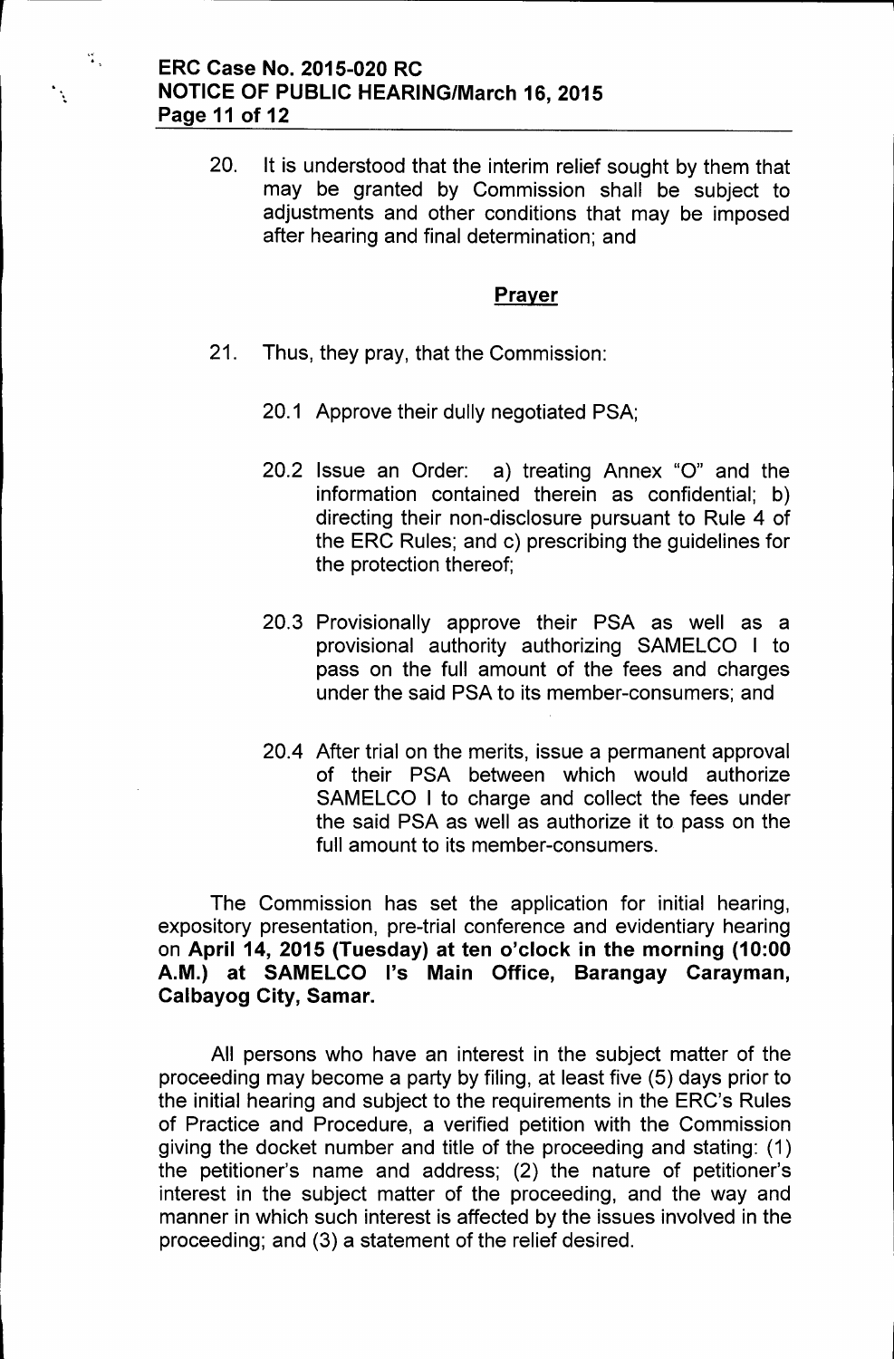20. It is understood that the interim relief sought by them that may be granted by Commission shall be subject to adjustments and other conditions that may be imposed after hearing and final determination; and

## Prayer

21. Thus, they pray, that the Commission:

    20.1 Approve their dully negotiated PSA;

    20.2 Issue an Order: a) treating Annex "O" and the information contained therein as confidential; b) directing their non-disclosure pursuant to Rule 4 of the ERC Rules; and c) prescribing the guidelines for the protection thereof;

    20.3 Provisionally approve their PSA as well as a provisional authority authorizing SAMELCO I to pass on the full amount of the fees and charges under the said PSA to its member-consumers; and

    20.4 After trial on the merits, issue a permanent approval of their PSA between which would authorize SAMELCO I to charge and collect the fees under the said PSA as well as authorize it to pass on the full amount to its member-consumers.

The Commission has set the application for initial hearing, expository presentation, pre-trial conference and evidentiary hearing on **April 14, 2015 (Tuesday) at ten o'clock in the morning (10:00 A.M.) at SAMELCO I's Main Office, Barangay Carayman, Calbayog City, Samar.**

All persons who have an interest in the subject matter of the proceeding may become a party by filing, at least five (5) days prior to the initial hearing and subject to the requirements in the ERC's Rules of Practice and Procedure, a verified petition with the Commission giving the docket number and title of the proceeding and stating: (1) the petitioner's name and address; (2) the nature of petitioner's interest in the subject matter of the proceeding, and the way and manner in which such interest is affected by the issues involved in the proceeding; and (3) a statement of the relief desired.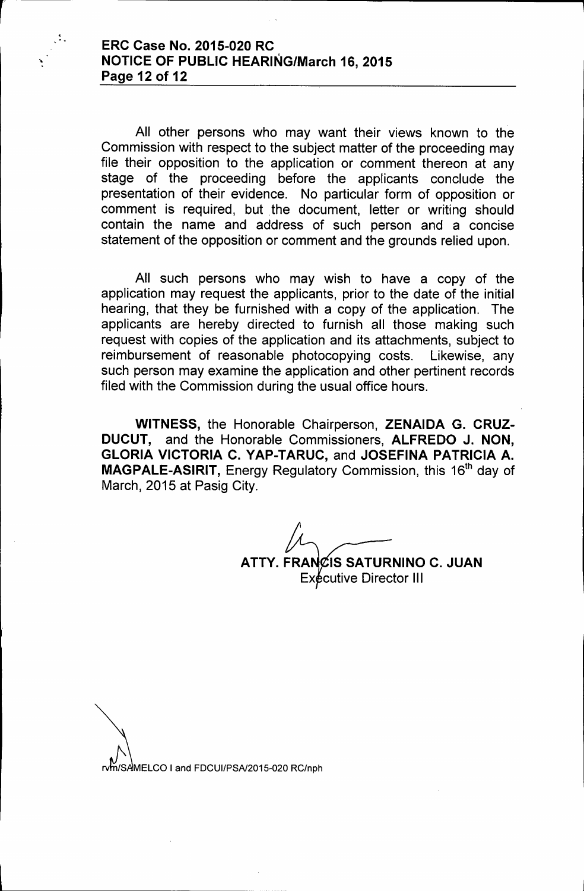All other persons who may want their views known to the Commission with respect to the subject matter of the proceeding may file their opposition to the application or comment thereon at any stage of the proceeding before the applicants conclude the presentation of their evidence. No particular form of opposition or comment is required, but the document, letter or writing should contain the name and address of such person and a concise statement of the opposition or comment and the grounds relied upon.

All such persons who may wish to have a copy of the application may request the applicants, prior to the date of the initial hearing, that they be furnished with a copy of the application. The applicants are hereby directed to furnish all those making such request with copies of the application and its attachments, subject to reimbursement of reasonable photocopying costs. Likewise, any such person may examine the application and other pertinent records filed with the Commission during the usual office hours.

**WITNESS,** the Honorable Chairperson, **ZENAIDA G. CRUZ-DUCUT,** and the Honorable Commissioners, **ALFREDO J. NON, GLORIA VICTORIA C. YAP-TARUC,** and **JOSEFINA PATRICIA A. MAGPALE-ASIRIT,** Energy Regulatory Commission, this 16th day of March, 2015 at Pasig City.

**ATTY. FRANCIS SATURNINO C. JUAN**
Executive Director III

rvm/SAMELCO I and FDCUI/PSA/2015-020 RC/nph